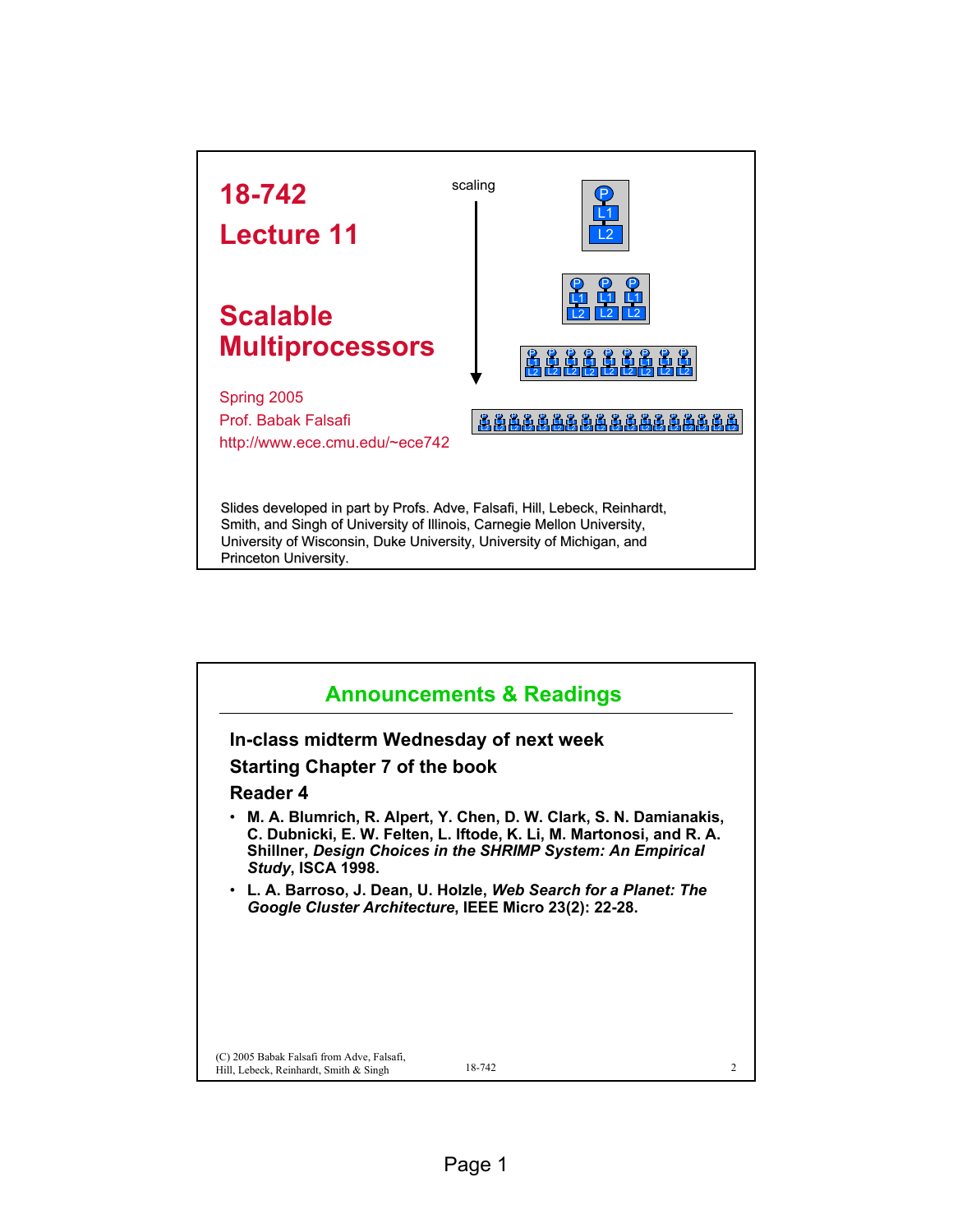# 18-742

# Lecture 11

# Scalable Multiprocessors

Spring 2005

Prof. Babak Falsafi

http://www.ece.cmu.edu/~ece742

scaling

Slides developed in part by Profs. Adve, Falsafi, Hill, Lebeck, Reinhardt, Smith, and Singh of University of Illinois, Carnegie Mellon University, University of Wisconsin, Duke University, University of Michigan, and Princeton University.

## Announcements & Readings

**In-class midterm Wednesday of next week**

**Starting Chapter 7 of the book**

**Reader 4**

- **M. A. Blumrich, R. Alpert, Y. Chen, D. W. Clark, S. N. Damianakis, C. Dubnicki, E. W. Felten, L. Iftode, K. Li, M. Martonosi, and R. A. Shillner, *Design Choices in the SHRIMP System: An Empirical Study*, ISCA 1998.**
- **L. A. Barroso, J. Dean, U. Holzle, *Web Search for a Planet: The Google Cluster Architecture*, IEEE Micro 23(2): 22-28.**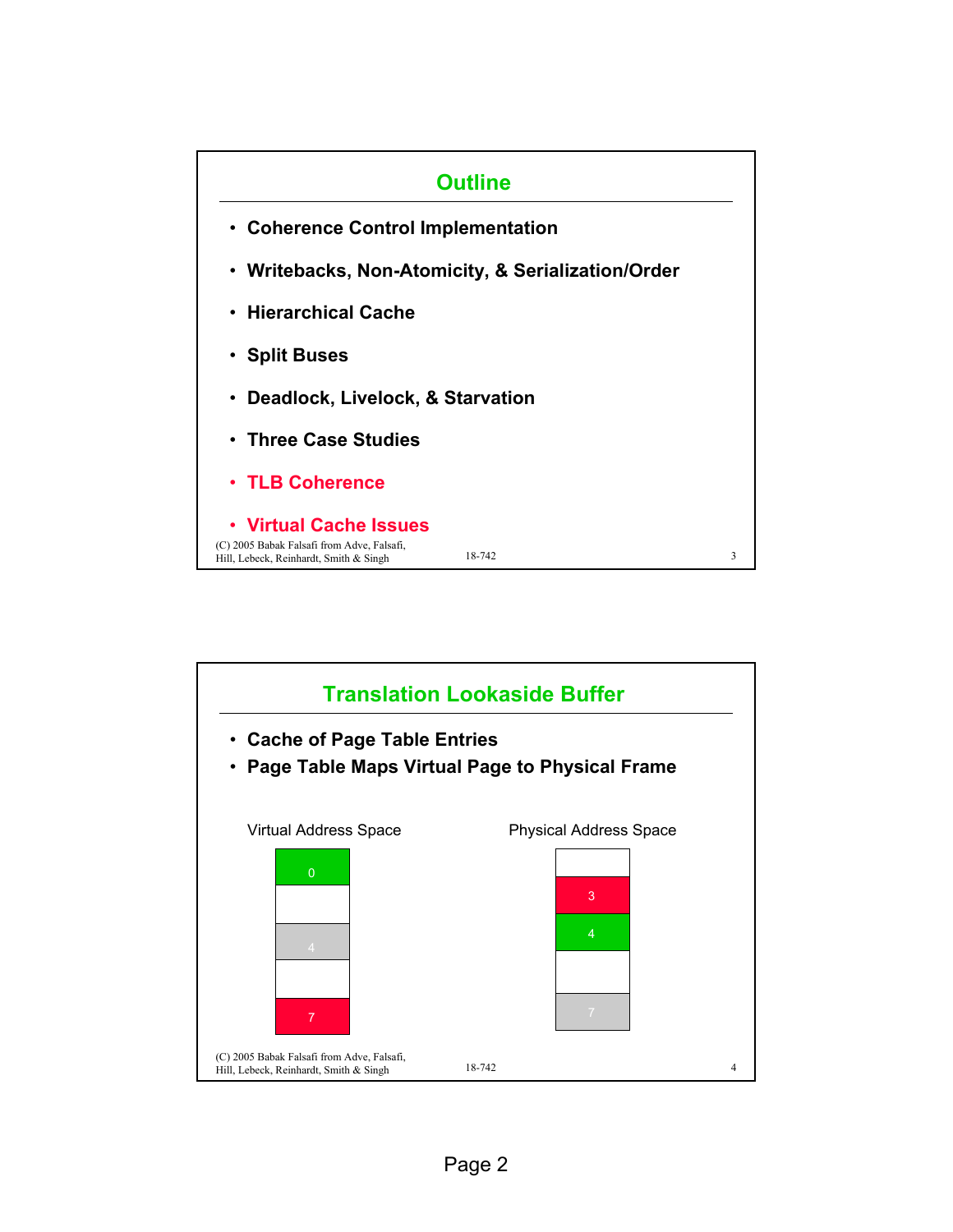## Outline

- Coherence Control Implementation
- Writebacks, Non-Atomicity, & Serialization/Order
- Hierarchical Cache
- Split Buses
- Deadlock, Livelock, & Starvation
- Three Case Studies
- TLB Coherence
- Virtual Cache Issues

(C) 2005 Babak Falsafi from Adve, Falsafi, Hill, Lebeck, Reinhardt, Smith & Singh

## Translation Lookaside Buffer

- Cache of Page Table Entries
- Page Table Maps Virtual Page to Physical Frame

Virtual Address Space

0

4

7

Physical Address Space

3

4

7

(C) 2005 Babak Falsafi from Adve, Falsafi, Hill, Lebeck, Reinhardt, Smith & Singh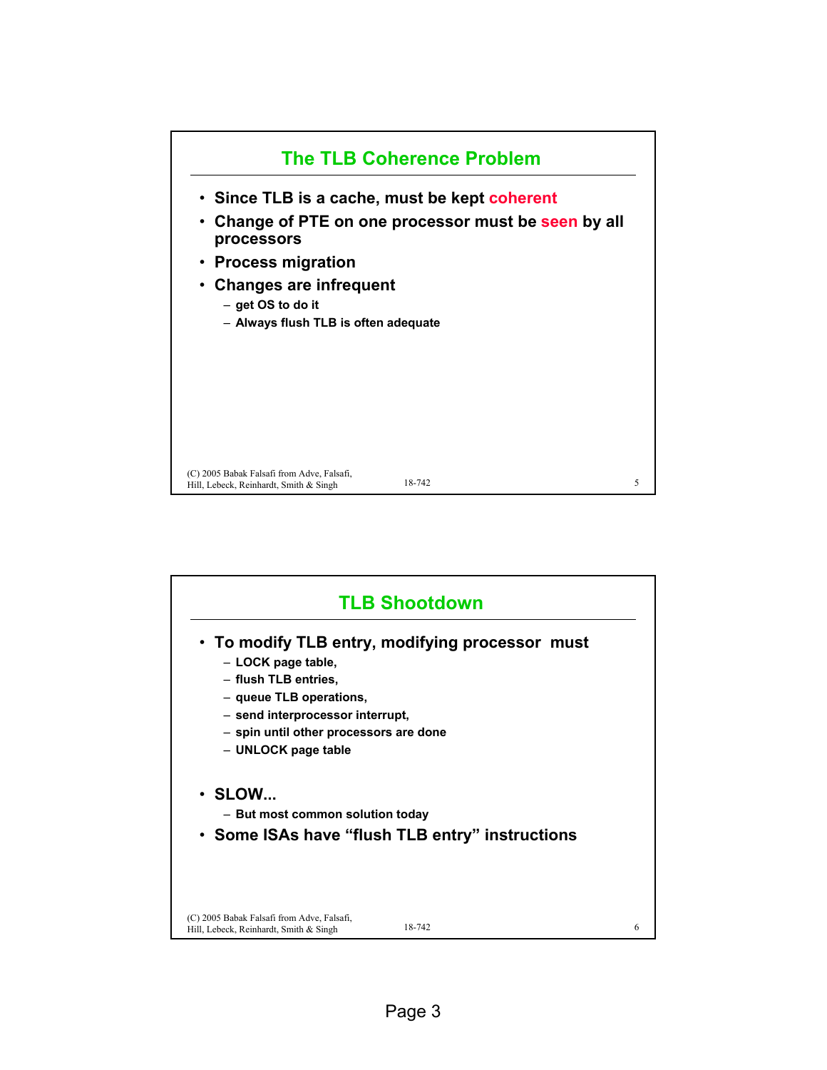## The TLB Coherence Problem

- **Since TLB is a cache, must be kept coherent**
- **Change of PTE on one processor must be seen by all processors**
- **Process migration**
- **Changes are infrequent**
  - get OS to do it
  - Always flush TLB is often adequate

## TLB Shootdown

- **To modify TLB entry, modifying processor must**
  - LOCK page table,
  - flush TLB entries,
  - queue TLB operations,
  - send interprocessor interrupt,
  - spin until other processors are done
  - UNLOCK page table
- **SLOW...**
  - But most common solution today
- **Some ISAs have "flush TLB entry" instructions**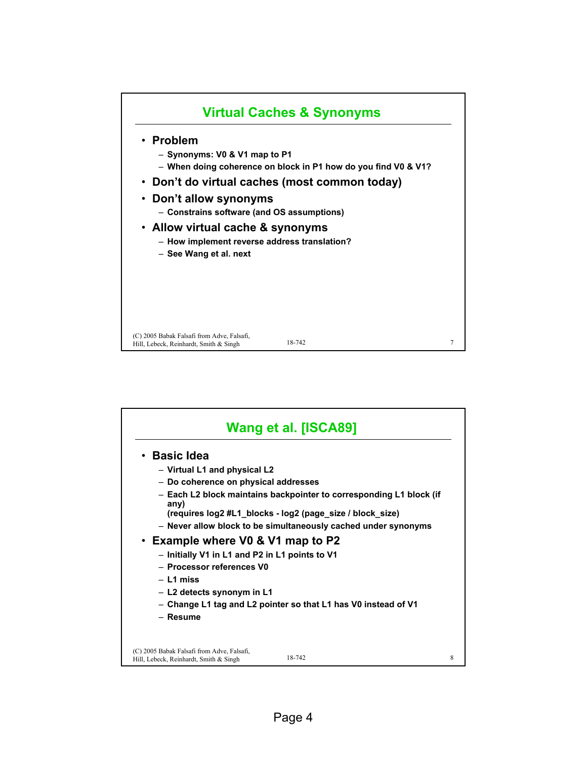## Virtual Caches & Synonyms

- **Problem**
  - Synonyms: V0 & V1 map to P1
  - When doing coherence on block in P1 how do you find V0 & V1?
- **Don't do virtual caches (most common today)**
- **Don't allow synonyms**
  - Constrains software (and OS assumptions)
- **Allow virtual cache & synonyms**
  - How implement reverse address translation?
  - See Wang et al. next

(C) 2005 Babak Falsafi from Adve, Falsafi, Hill, Lebeck, Reinhardt, Smith & Singh

## Wang et al. [ISCA89]

- **Basic Idea**
  - Virtual L1 and physical L2
  - Do coherence on physical addresses
  - Each L2 block maintains backpointer to corresponding L1 block (if any)
    (requires log2 #L1_blocks - log2 (page_size / block_size)
  - Never allow block to be simultaneously cached under synonyms
- **Example where V0 & V1 map to P2**
  - Initially V1 in L1 and P2 in L1 points to V1
  - Processor references V0
  - L1 miss
  - L2 detects synonym in L1
  - Change L1 tag and L2 pointer so that L1 has V0 instead of V1
  - Resume

(C) 2005 Babak Falsafi from Adve, Falsafi, Hill, Lebeck, Reinhardt, Smith & Singh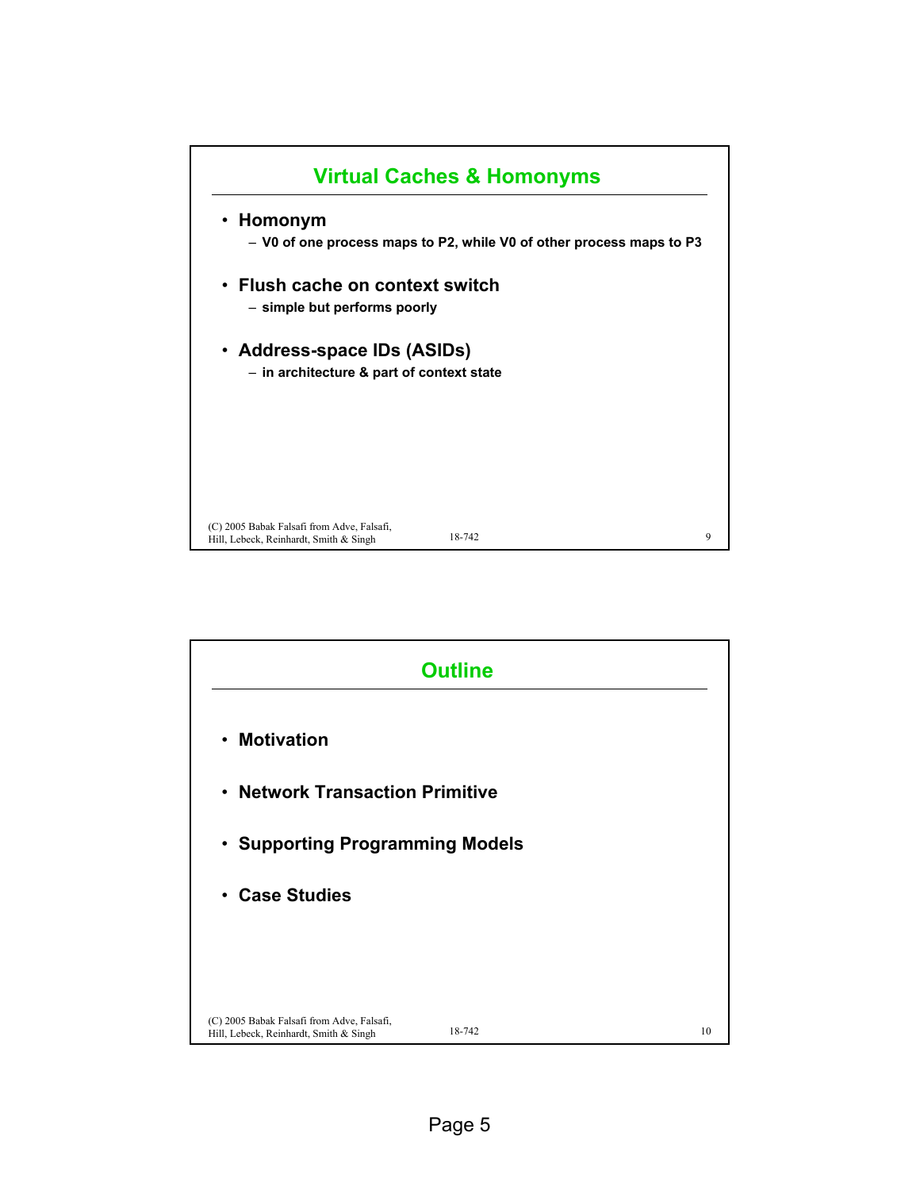## Virtual Caches & Homonyms

- **Homonym**
  - V0 of one process maps to P2, while V0 of other process maps to P3
- **Flush cache on context switch**
  - simple but performs poorly
- **Address-space IDs (ASIDs)**
  - in architecture & part of context state

## Outline

- **Motivation**
- **Network Transaction Primitive**
- **Supporting Programming Models**
- **Case Studies**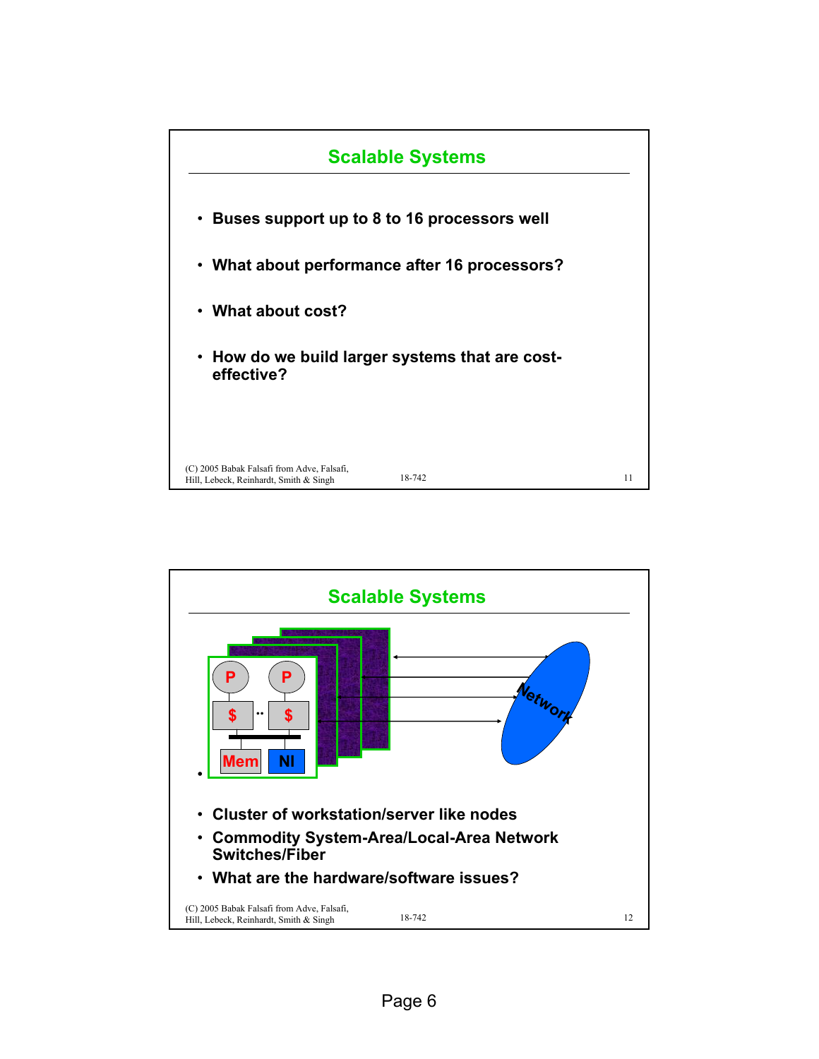## Scalable Systems

- Buses support up to 8 to 16 processors well
- What about performance after 16 processors?
- What about cost?
- How do we build larger systems that are cost-effective?

## Scalable Systems

- Cluster of workstation/server like nodes
- Commodity System-Area/Local-Area Network Switches/Fiber
- What are the hardware/software issues?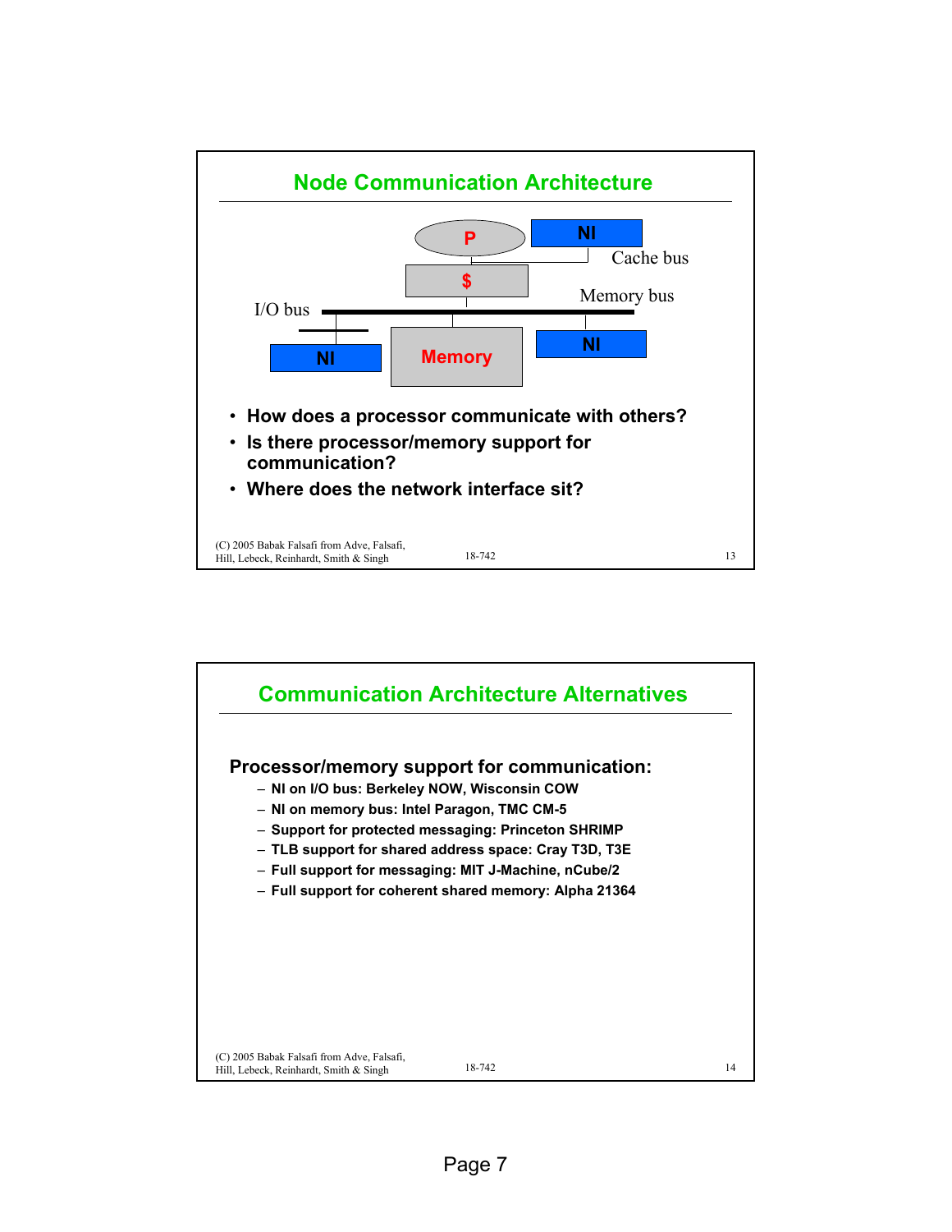## Node Communication Architecture

P NI

Cache bus

$

Memory bus

I/O bus

NI Memory NI

- How does a processor communicate with others?
- Is there processor/memory support for communication?
- Where does the network interface sit?

## Communication Architecture Alternatives

**Processor/memory support for communication:**

- NI on I/O bus: Berkeley NOW, Wisconsin COW
- NI on memory bus: Intel Paragon, TMC CM-5
- Support for protected messaging: Princeton SHRIMP
- TLB support for shared address space: Cray T3D, T3E
- Full support for messaging: MIT J-Machine, nCube/2
- Full support for coherent shared memory: Alpha 21364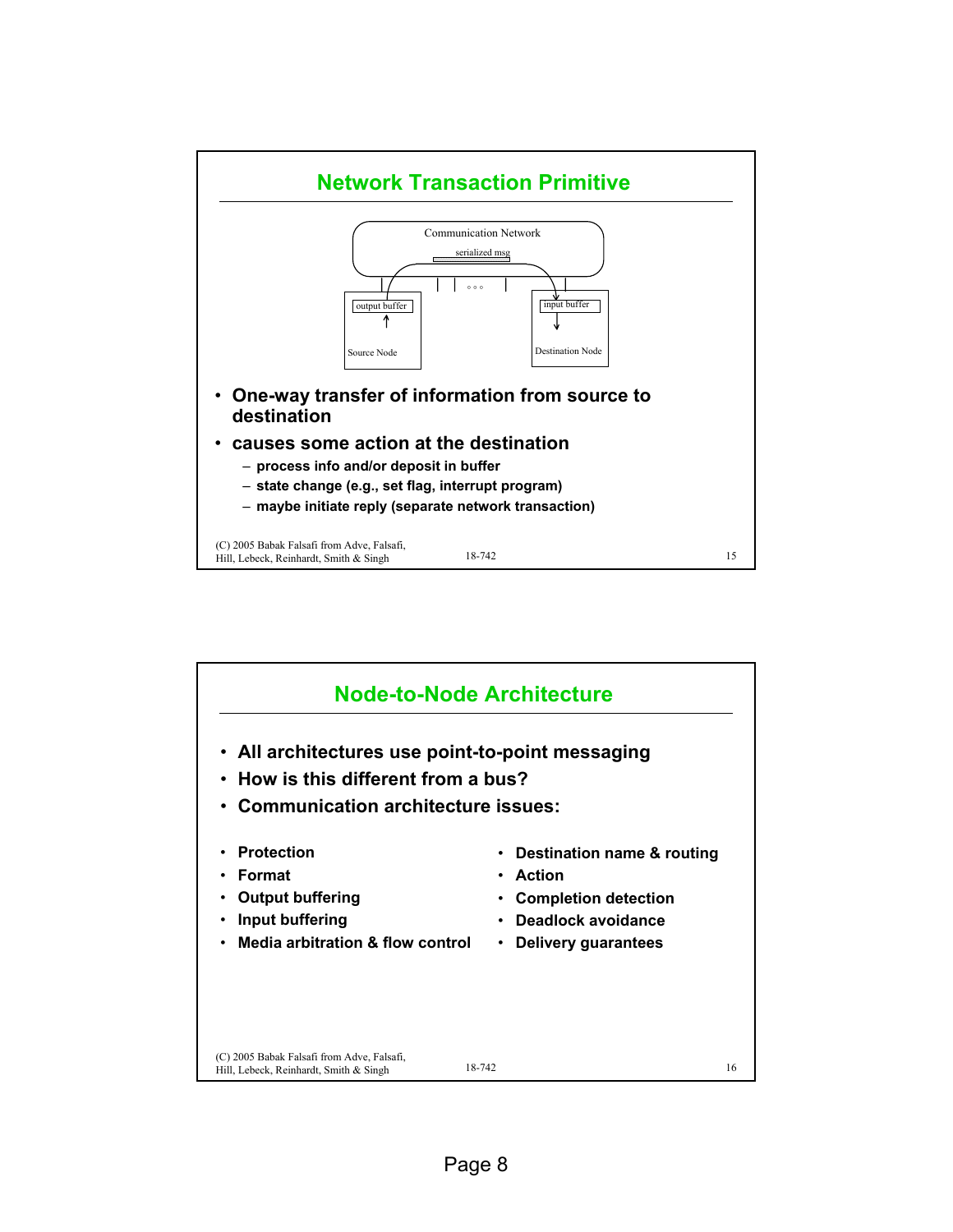## Network Transaction Primitive

- **One-way transfer of information from source to destination**
- **causes some action at the destination**
  - **process info and/or deposit in buffer**
  - **state change (e.g., set flag, interrupt program)**
  - **maybe initiate reply (separate network transaction)**

## Node-to-Node Architecture

- **All architectures use point-to-point messaging**
- **How is this different from a bus?**
- **Communication architecture issues:**

- **Protection**
- **Format**
- **Output buffering**
- **Input buffering**
- **Media arbitration & flow control**
- **Destination name & routing**
- **Action**
- **Completion detection**
- **Deadlock avoidance**
- **Delivery guarantees**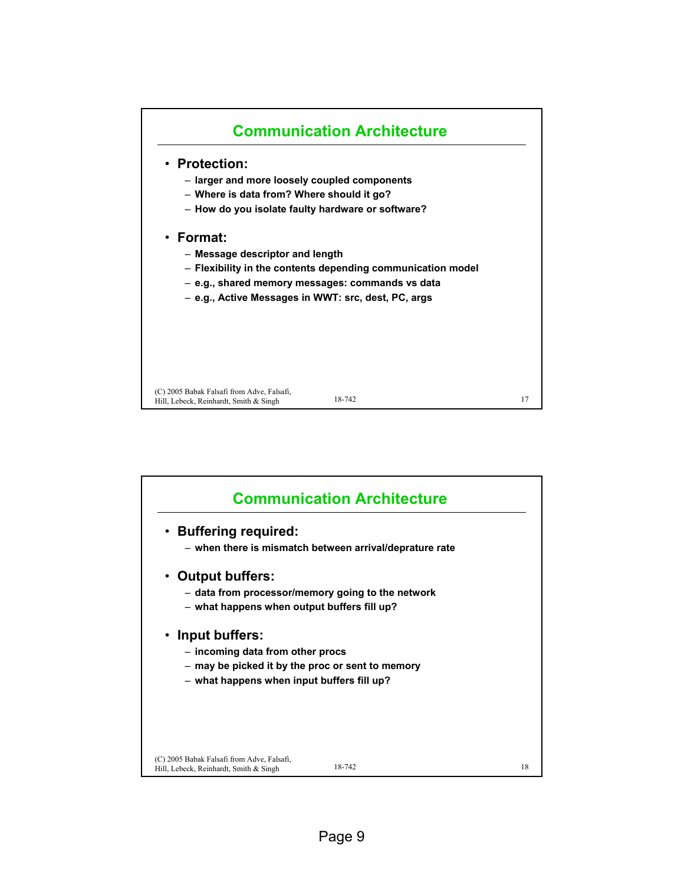## Communication Architecture

- **Protection:**
  - larger and more loosely coupled components
  - Where is data from? Where should it go?
  - How do you isolate faulty hardware or software?

- **Format:**
  - Message descriptor and length
  - Flexibility in the contents depending communication model
  - e.g., shared memory messages: commands vs data
  - e.g., Active Messages in WWT: src, dest, PC, args

(C) 2005 Babak Falsafi from Adve, Falsafi, Hill, Lebeck, Reinhardt, Smith & Singh

## Communication Architecture

- **Buffering required:**
  - when there is mismatch between arrival/deprature rate

- **Output buffers:**
  - data from processor/memory going to the network
  - what happens when output buffers fill up?

- **Input buffers:**
  - incoming data from other procs
  - may be picked it by the proc or sent to memory
  - what happens when input buffers fill up?

(C) 2005 Babak Falsafi from Adve, Falsafi, Hill, Lebeck, Reinhardt, Smith & Singh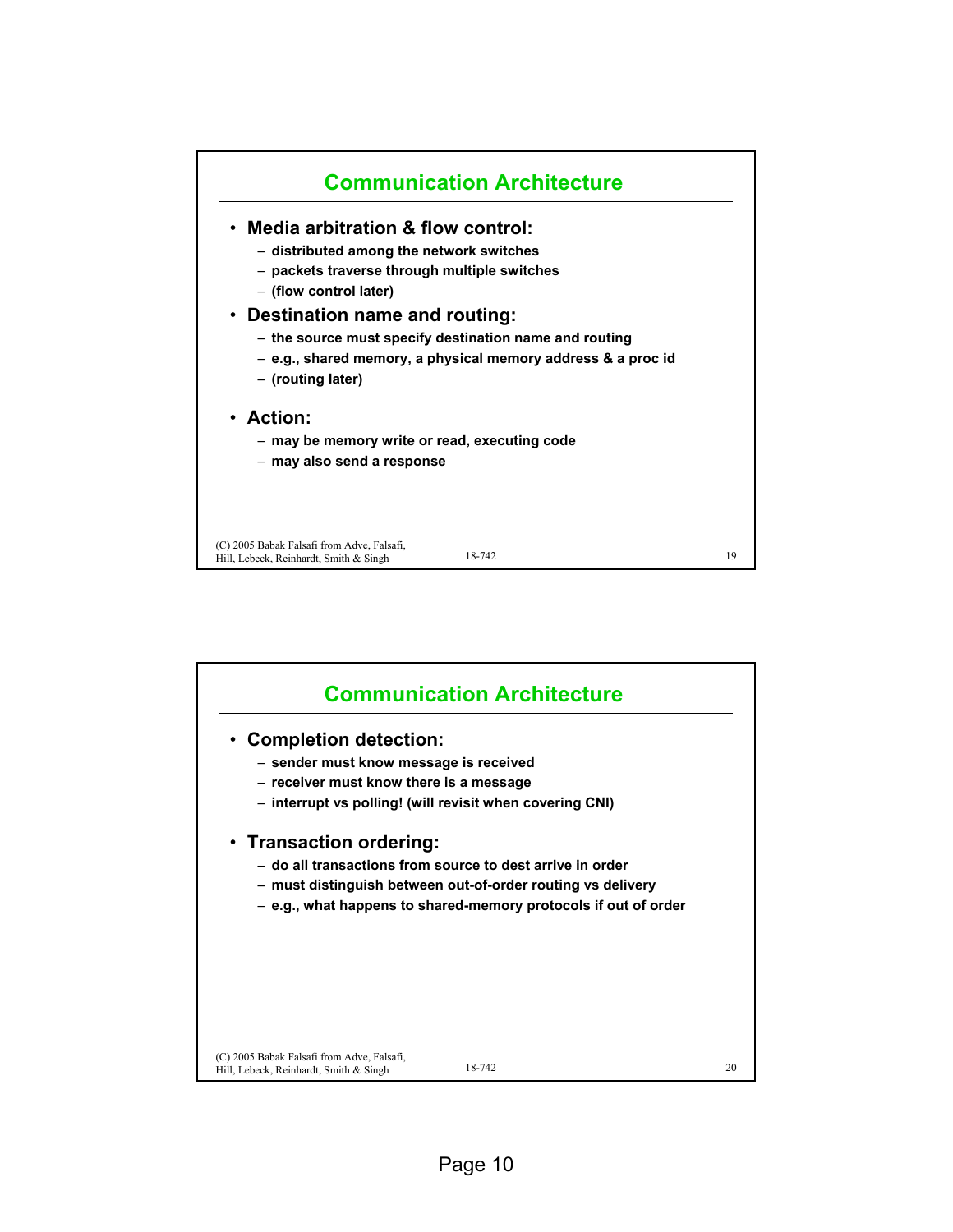## Communication Architecture

- **Media arbitration & flow control:**
  - distributed among the network switches
  - packets traverse through multiple switches
  - (flow control later)
- **Destination name and routing:**
  - the source must specify destination name and routing
  - e.g., shared memory, a physical memory address & a proc id
  - (routing later)
- **Action:**
  - may be memory write or read, executing code
  - may also send a response

## Communication Architecture

- **Completion detection:**
  - sender must know message is received
  - receiver must know there is a message
  - interrupt vs polling! (will revisit when covering CNI)
- **Transaction ordering:**
  - do all transactions from source to dest arrive in order
  - must distinguish between out-of-order routing vs delivery
  - e.g., what happens to shared-memory protocols if out of order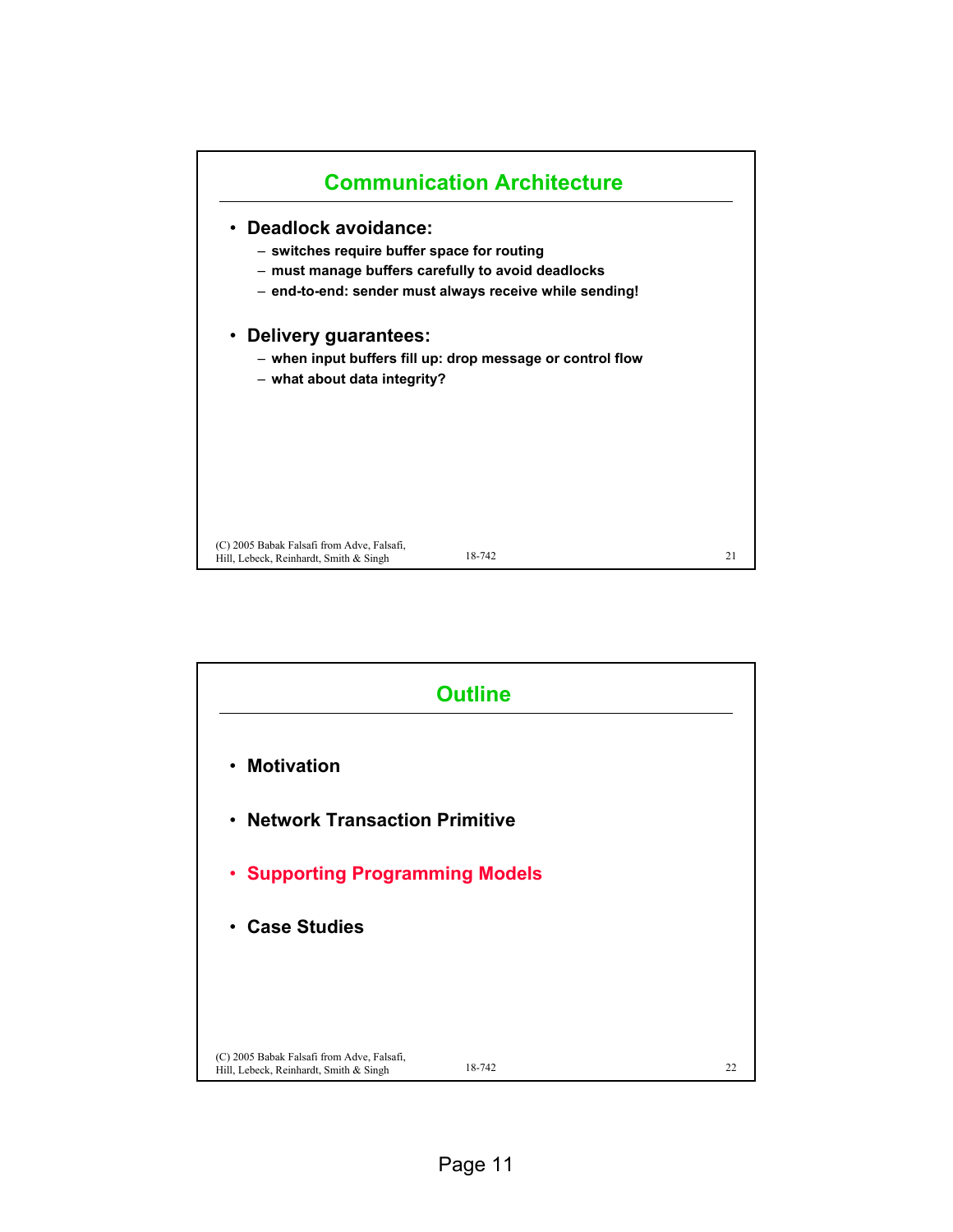## Communication Architecture

- **Deadlock avoidance:**
  - switches require buffer space for routing
  - must manage buffers carefully to avoid deadlocks
  - end-to-end: sender must always receive while sending!
- **Delivery guarantees:**
  - when input buffers fill up: drop message or control flow
  - what about data integrity?

## Outline

- **Motivation**
- **Network Transaction Primitive**
- **Supporting Programming Models**
- **Case Studies**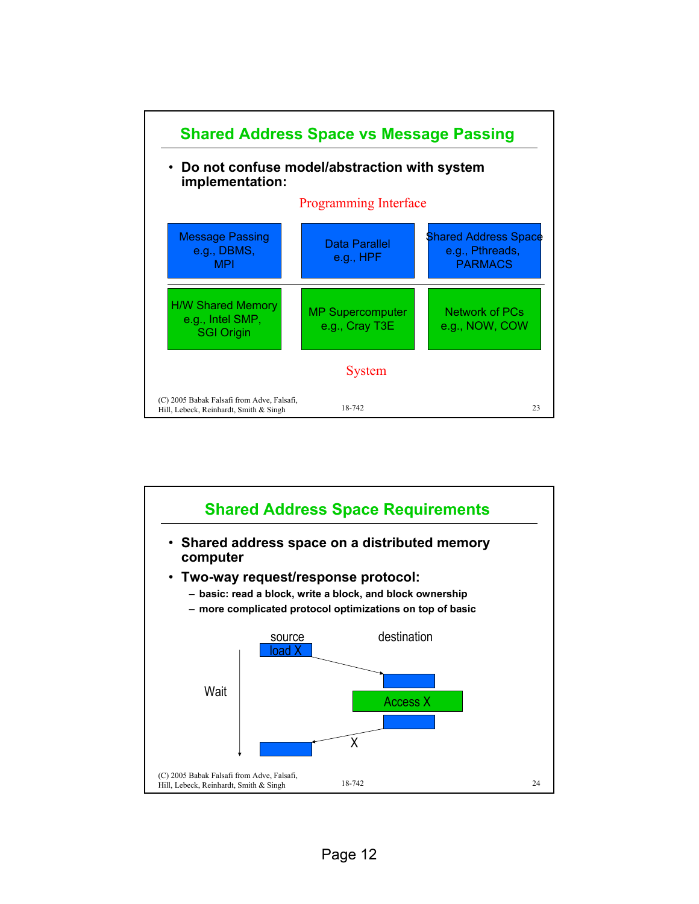## Shared Address Space vs Message Passing

- **Do not confuse model/abstraction with system implementation:**

Programming Interface

| Message Passing e.g., DBMS, MPI | Data Parallel e.g., HPF | Shared Address Space e.g., Pthreads, PARMACS |
|---|---|---|
| H/W Shared Memory e.g., Intel SMP, SGI Origin | MP Supercomputer e.g., Cray T3E | Network of PCs e.g., NOW, COW |

System

(C) 2005 Babak Falsafi from Adve, Falsafi, Hill, Lebeck, Reinhardt, Smith & Singh

18-742

## Shared Address Space Requirements

- **Shared address space on a distributed memory computer**
- **Two-way request/response protocol:**
  - **basic: read a block, write a block, and block ownership**
  - **more complicated protocol optimizations on top of basic**

source: load X → destination: Access X → X returned to source (Wait)

(C) 2005 Babak Falsafi from Adve, Falsafi, Hill, Lebeck, Reinhardt, Smith & Singh

18-742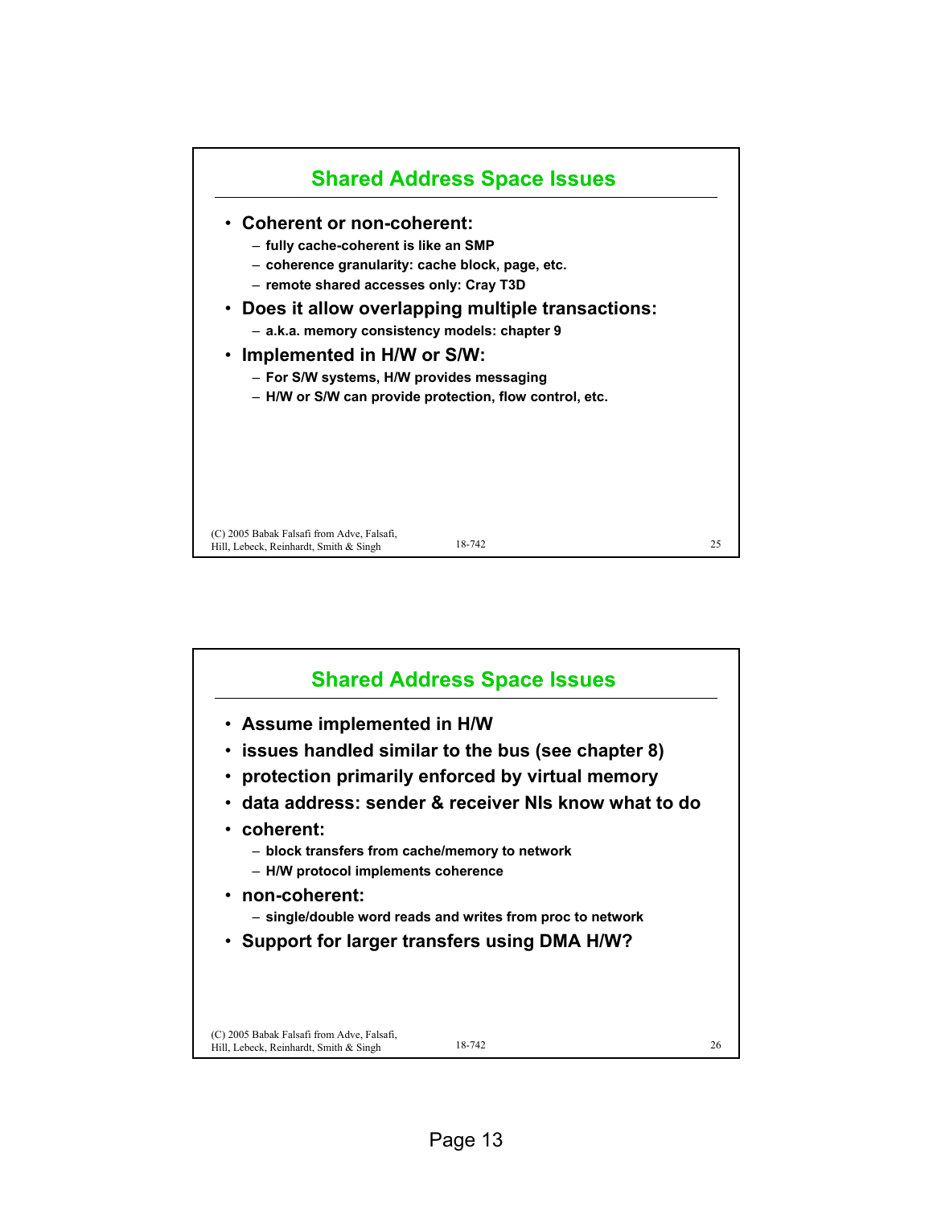## Shared Address Space Issues

- **Coherent or non-coherent:**
  - fully cache-coherent is like an SMP
  - coherence granularity: cache block, page, etc.
  - remote shared accesses only: Cray T3D
- **Does it allow overlapping multiple transactions:**
  - a.k.a. memory consistency models: chapter 9
- **Implemented in H/W or S/W:**
  - For S/W systems, H/W provides messaging
  - H/W or S/W can provide protection, flow control, etc.

(C) 2005 Babak Falsafi from Adve, Falsafi, Hill, Lebeck, Reinhardt, Smith & Singh

## Shared Address Space Issues

- **Assume implemented in H/W**
- **issues handled similar to the bus (see chapter 8)**
- **protection primarily enforced by virtual memory**
- **data address: sender & receiver NIs know what to do**
- **coherent:**
  - block transfers from cache/memory to network
  - H/W protocol implements coherence
- **non-coherent:**
  - single/double word reads and writes from proc to network
- **Support for larger transfers using DMA H/W?**

(C) 2005 Babak Falsafi from Adve, Falsafi, Hill, Lebeck, Reinhardt, Smith & Singh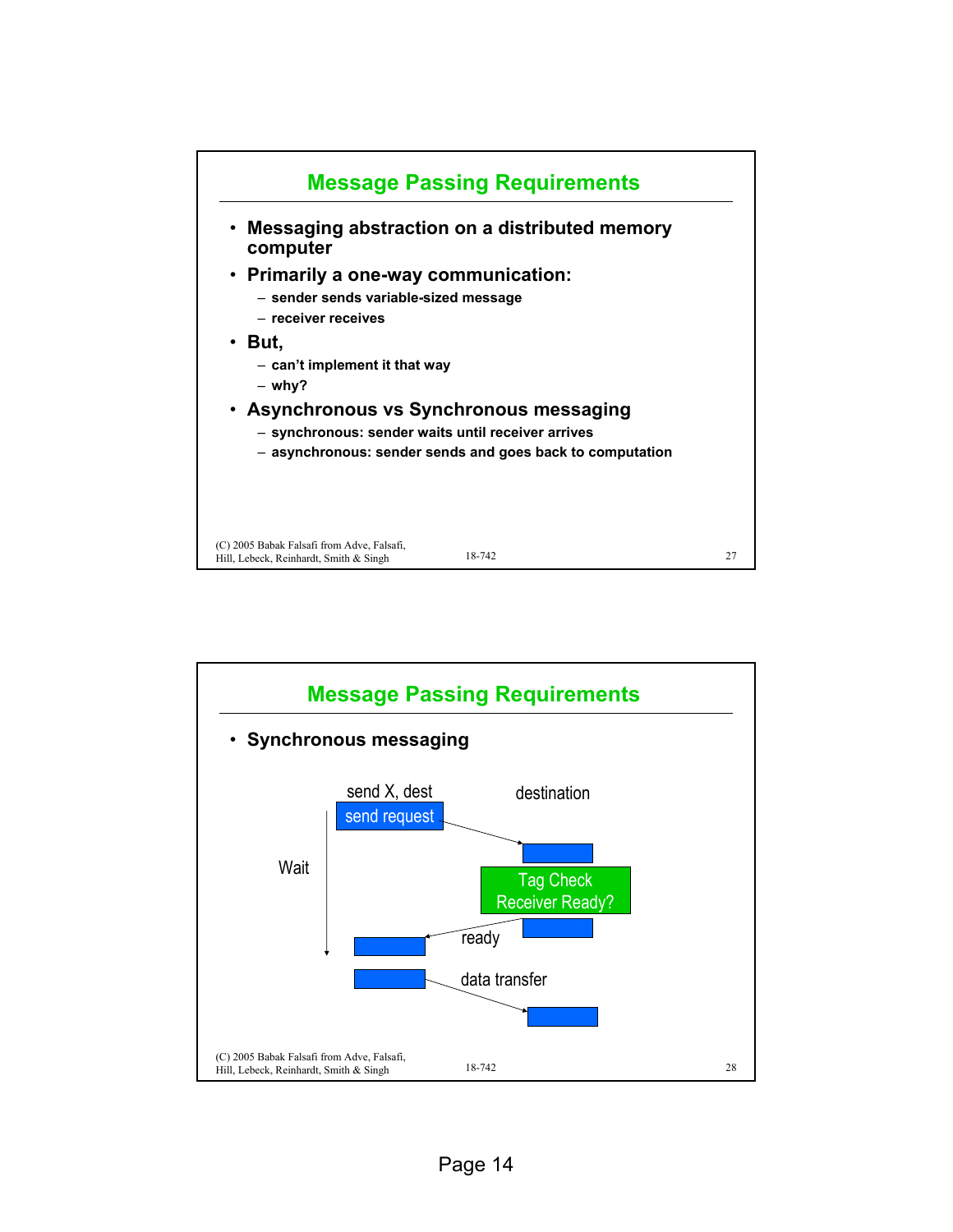## Message Passing Requirements

- **Messaging abstraction on a distributed memory computer**
- **Primarily a one-way communication:**
  - sender sends variable-sized message
  - receiver receives
- **But,**
  - can't implement it that way
  - why?
- **Asynchronous vs Synchronous messaging**
  - synchronous: sender waits until receiver arrives
  - asynchronous: sender sends and goes back to computation

## Message Passing Requirements

- **Synchronous messaging**

send X, dest

send request

destination

Wait

Tag Check
Receiver Ready?

ready

data transfer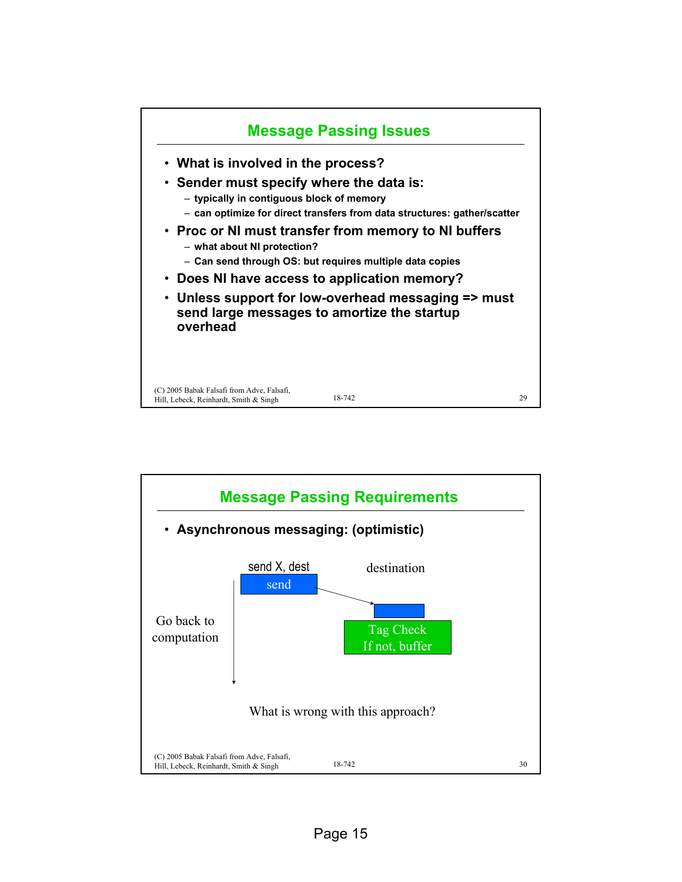## Message Passing Issues

- **What is involved in the process?**
- **Sender must specify where the data is:**
  - typically in contiguous block of memory
  - can optimize for direct transfers from data structures: gather/scatter
- **Proc or NI must transfer from memory to NI buffers**
  - what about NI protection?
  - Can send through OS: but requires multiple data copies
- **Does NI have access to application memory?**
- **Unless support for low-overhead messaging => must send large messages to amortize the startup overhead**

## Message Passing Requirements

- **Asynchronous messaging: (optimistic)**

send X, dest

send

destination

Go back to computation

Tag Check
If not, buffer

What is wrong with this approach?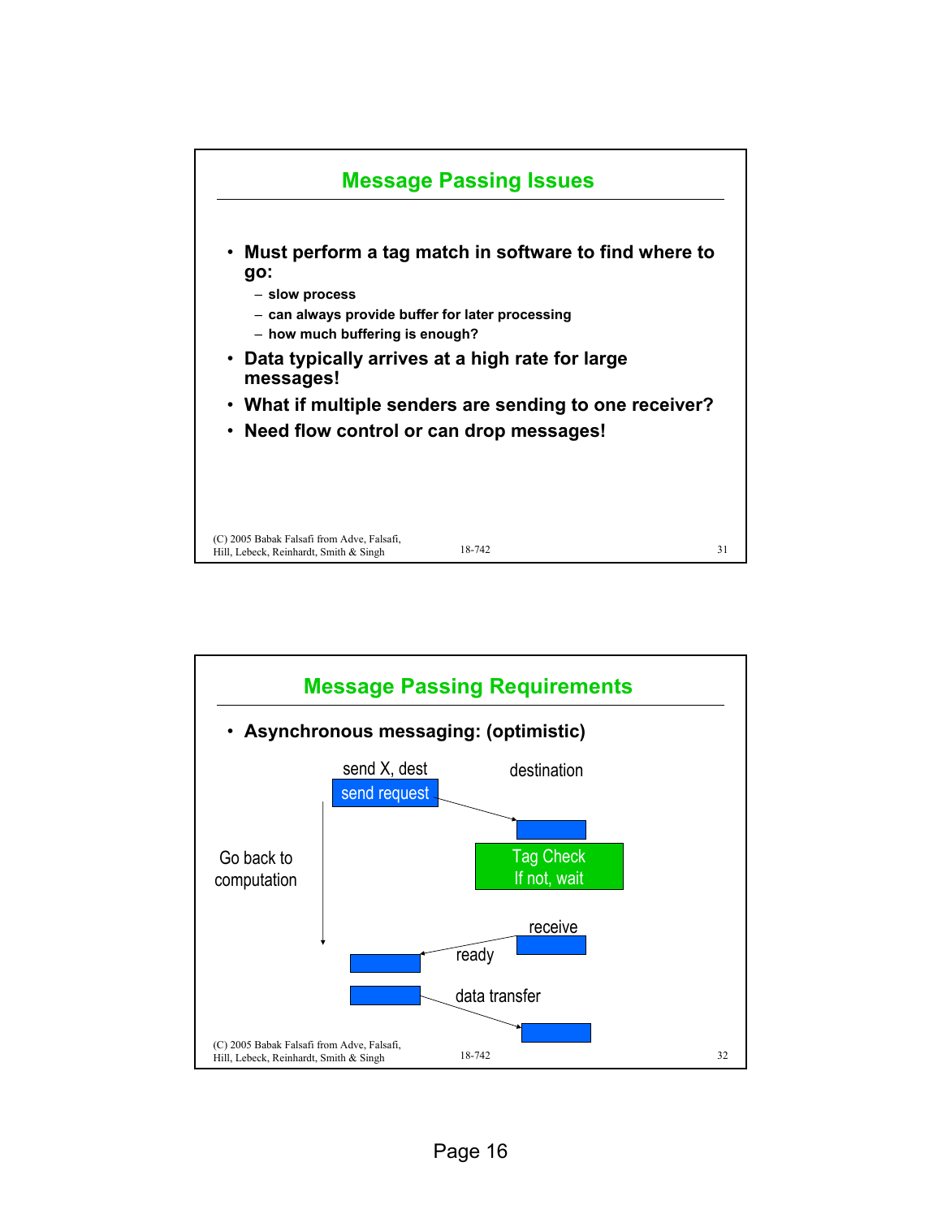## Message Passing Issues

- **Must perform a tag match in software to find where to go:**
  - **slow process**
  - **can always provide buffer for later processing**
  - **how much buffering is enough?**
- **Data typically arrives at a high rate for large messages!**
- **What if multiple senders are sending to one receiver?**
- **Need flow control or can drop messages!**

## Message Passing Requirements

- **Asynchronous messaging: (optimistic)**

send X, dest

send request

destination

Go back to computation

Tag Check
If not, wait

receive

ready

data transfer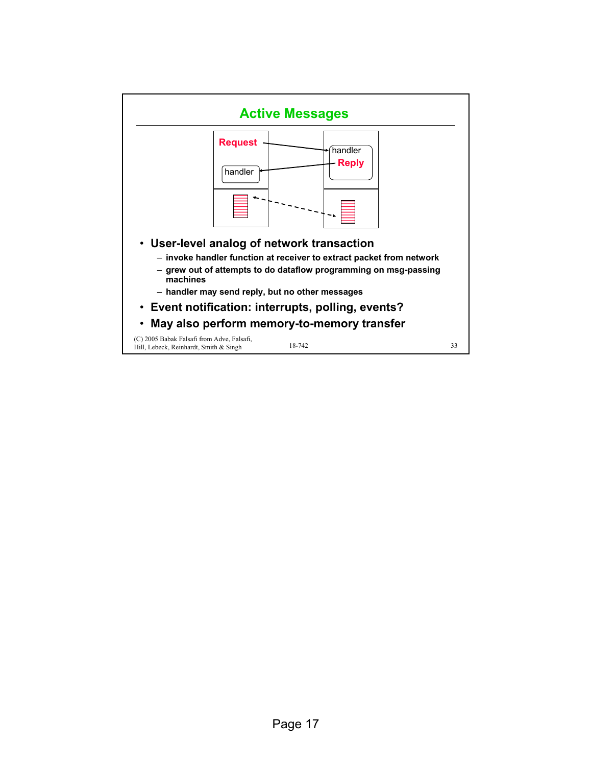# Active Messages

Request

handler

handler

Reply

- **User-level analog of network transaction**
  - invoke handler function at receiver to extract packet from network
  - grew out of attempts to do dataflow programming on msg-passing machines
  - handler may send reply, but no other messages
- **Event notification: interrupts, polling, events?**
- **May also perform memory-to-memory transfer**

(C) 2005 Babak Falsafi from Adve, Falsafi, Hill, Lebeck, Reinhardt, Smith & Singh